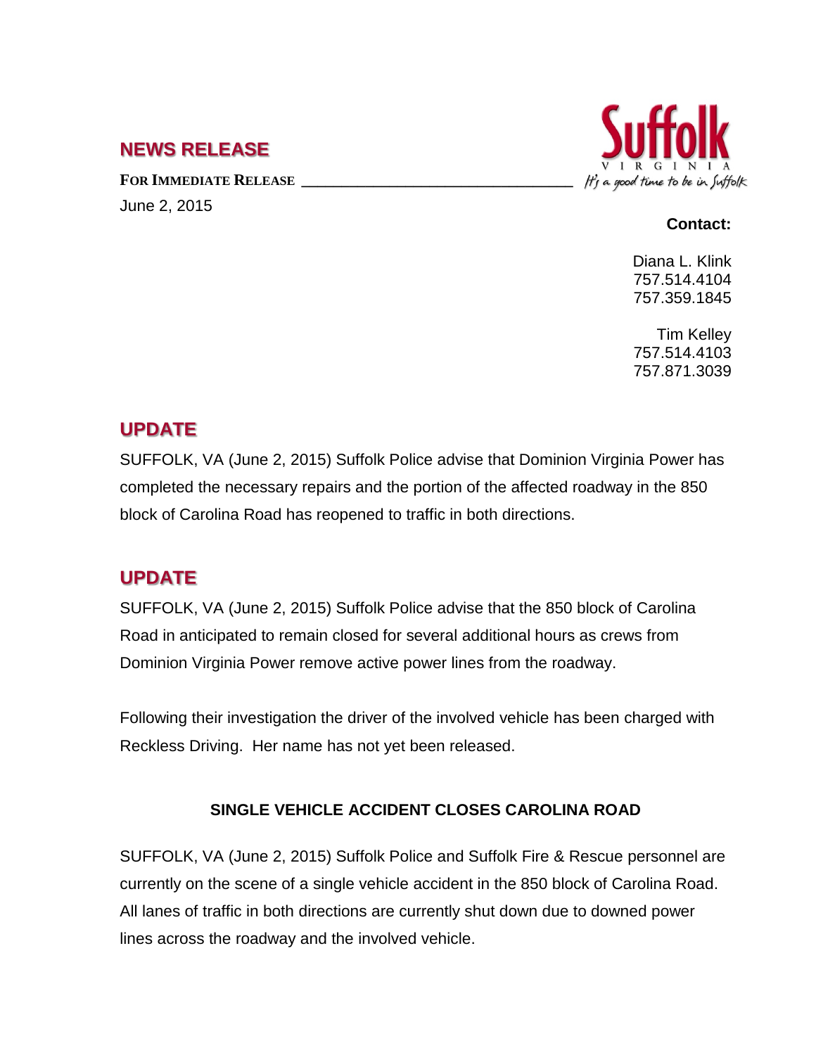## NEWS RELEASE

**FOR IMMEDIATE RELEASE**

June 2, 2015

Suffolk
VIRGINIA
*It's a good time to be in Suffolk*

**Contact:**

Diana L. Klink
757.514.4104
757.359.1845

Tim Kelley
757.514.4103
757.871.3039

## UPDATE

SUFFOLK, VA (June 2, 2015) Suffolk Police advise that Dominion Virginia Power has completed the necessary repairs and the portion of the affected roadway in the 850 block of Carolina Road has reopened to traffic in both directions.

## UPDATE

SUFFOLK, VA (June 2, 2015) Suffolk Police advise that the 850 block of Carolina Road in anticipated to remain closed for several additional hours as crews from Dominion Virginia Power remove active power lines from the roadway.

Following their investigation the driver of the involved vehicle has been charged with Reckless Driving. Her name has not yet been released.

### SINGLE VEHICLE ACCIDENT CLOSES CAROLINA ROAD

SUFFOLK, VA (June 2, 2015) Suffolk Police and Suffolk Fire & Rescue personnel are currently on the scene of a single vehicle accident in the 850 block of Carolina Road. All lanes of traffic in both directions are currently shut down due to downed power lines across the roadway and the involved vehicle.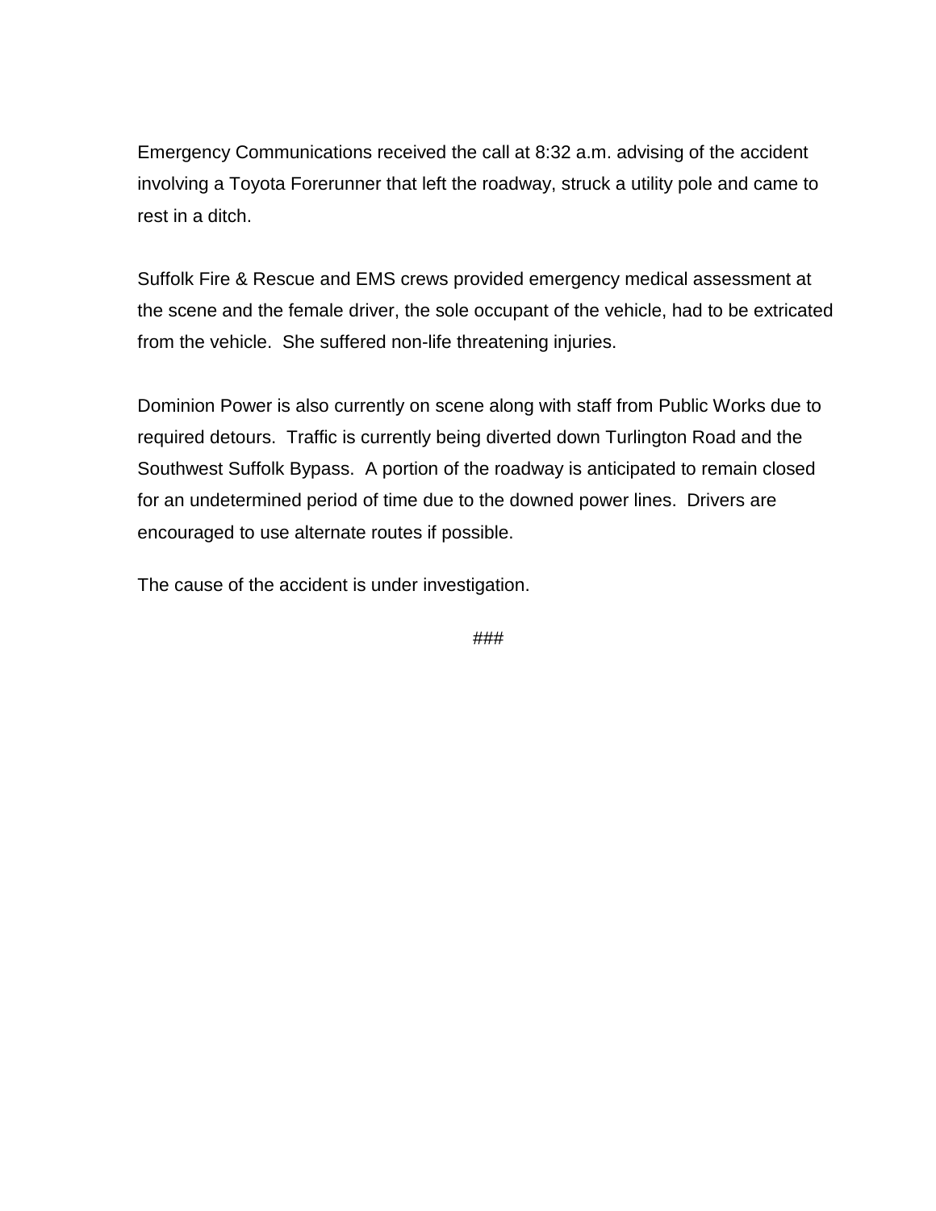Emergency Communications received the call at 8:32 a.m. advising of the accident involving a Toyota Forerunner that left the roadway, struck a utility pole and came to rest in a ditch.

Suffolk Fire & Rescue and EMS crews provided emergency medical assessment at the scene and the female driver, the sole occupant of the vehicle, had to be extricated from the vehicle. She suffered non-life threatening injuries.

Dominion Power is also currently on scene along with staff from Public Works due to required detours. Traffic is currently being diverted down Turlington Road and the Southwest Suffolk Bypass. A portion of the roadway is anticipated to remain closed for an undetermined period of time due to the downed power lines. Drivers are encouraged to use alternate routes if possible.

The cause of the accident is under investigation.

###